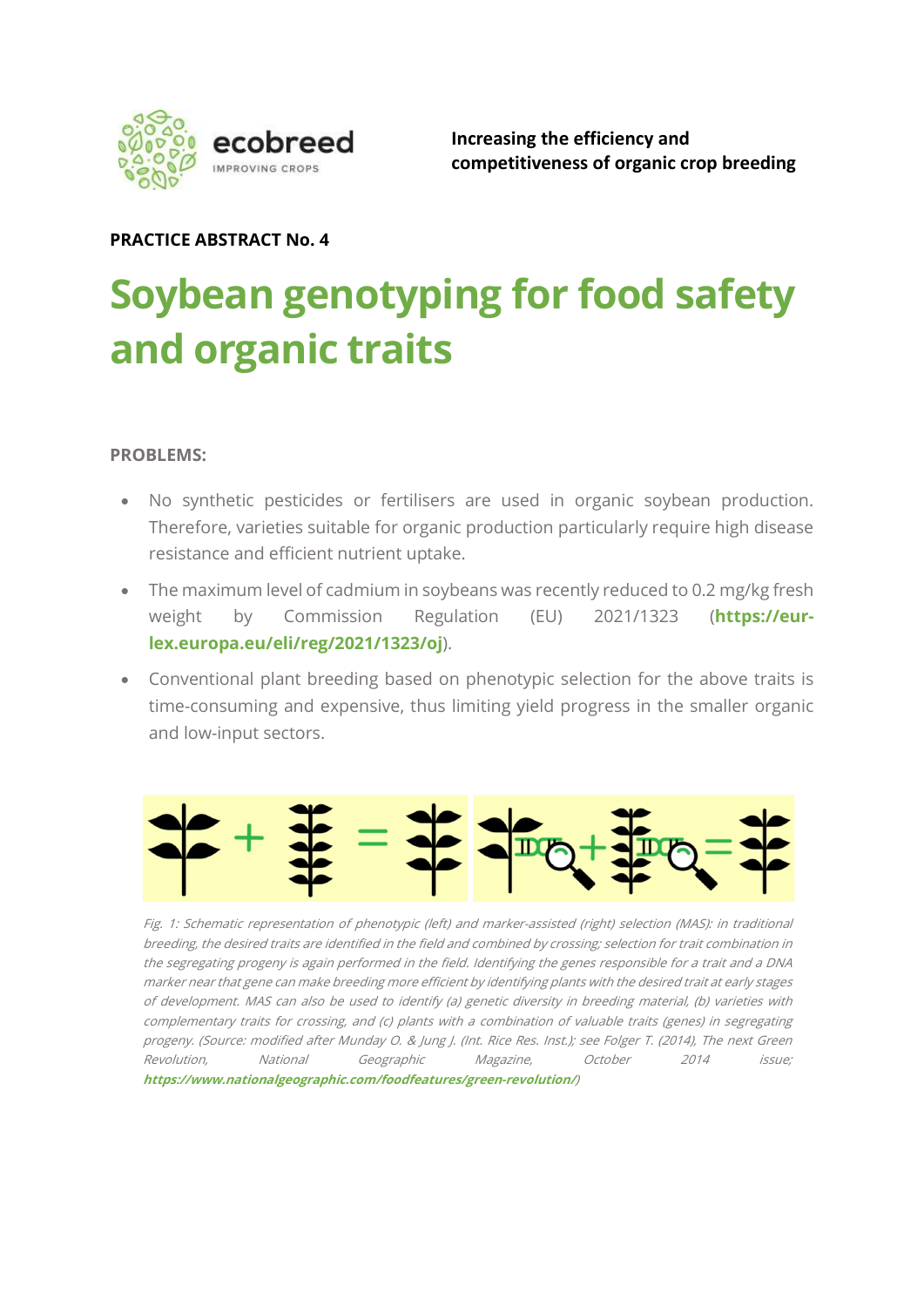ecobreed
IMPROVING CROPS

**Increasing the efficiency and competitiveness of organic crop breeding**

**PRACTICE ABSTRACT No. 4**

# Soybean genotyping for food safety and organic traits

**PROBLEMS:**

- No synthetic pesticides or fertilisers are used in organic soybean production. Therefore, varieties suitable for organic production particularly require high disease resistance and efficient nutrient uptake.
- The maximum level of cadmium in soybeans was recently reduced to 0.2 mg/kg fresh weight by Commission Regulation (EU) 2021/1323 (**https://eur-lex.europa.eu/eli/reg/2021/1323/oj**).
- Conventional plant breeding based on phenotypic selection for the above traits is time-consuming and expensive, thus limiting yield progress in the smaller organic and low-input sectors.

*Fig. 1: Schematic representation of phenotypic (left) and marker-assisted (right) selection (MAS): in traditional breeding, the desired traits are identified in the field and combined by crossing; selection for trait combination in the segregating progeny is again performed in the field. Identifying the genes responsible for a trait and a DNA marker near that gene can make breeding more efficient by identifying plants with the desired trait at early stages of development. MAS can also be used to identify (a) genetic diversity in breeding material, (b) varieties with complementary traits for crossing, and (c) plants with a combination of valuable traits (genes) in segregating progeny. (Source: modified after Munday O. & Jung J. (Int. Rice Res. Inst.); see Folger T. (2014), The next Green Revolution, National Geographic Magazine, October 2014 issue;* ***https://www.nationalgeographic.com/foodfeatures/green-revolution/****)*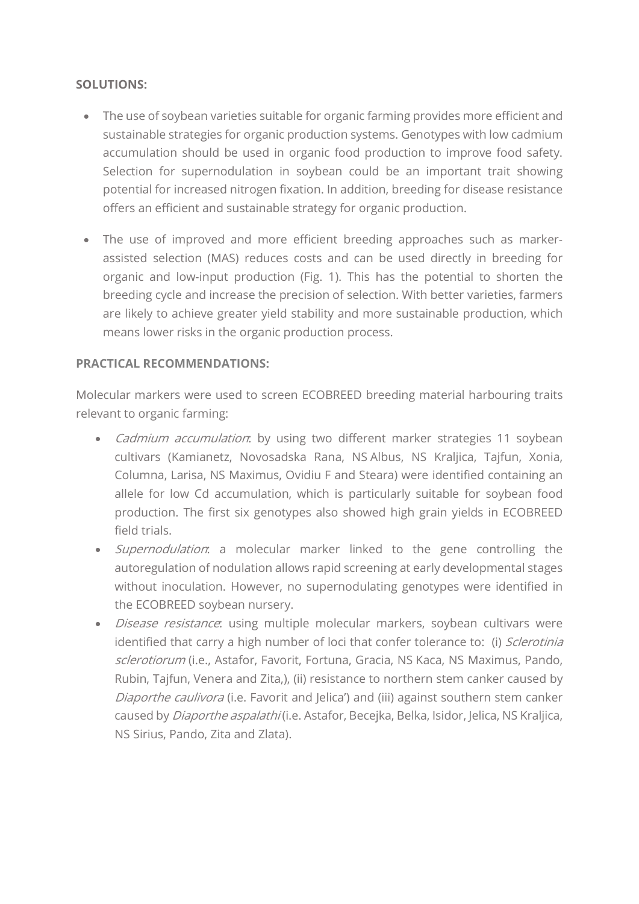**SOLUTIONS:**

- The use of soybean varieties suitable for organic farming provides more efficient and sustainable strategies for organic production systems. Genotypes with low cadmium accumulation should be used in organic food production to improve food safety. Selection for supernodulation in soybean could be an important trait showing potential for increased nitrogen fixation. In addition, breeding for disease resistance offers an efficient and sustainable strategy for organic production.

- The use of improved and more efficient breeding approaches such as marker-assisted selection (MAS) reduces costs and can be used directly in breeding for organic and low-input production (Fig. 1). This has the potential to shorten the breeding cycle and increase the precision of selection. With better varieties, farmers are likely to achieve greater yield stability and more sustainable production, which means lower risks in the organic production process.

**PRACTICAL RECOMMENDATIONS:**

Molecular markers were used to screen ECOBREED breeding material harbouring traits relevant to organic farming:

- *Cadmium accumulation*: by using two different marker strategies 11 soybean cultivars (Kamianetz, Novosadska Rana, NS Albus, NS Kraljica, Tajfun, Xonia, Columna, Larisa, NS Maximus, Ovidiu F and Steara) were identified containing an allele for low Cd accumulation, which is particularly suitable for soybean food production. The first six genotypes also showed high grain yields in ECOBREED field trials.
- *Supernodulation*: a molecular marker linked to the gene controlling the autoregulation of nodulation allows rapid screening at early developmental stages without inoculation. However, no supernodulating genotypes were identified in the ECOBREED soybean nursery.
- *Disease resistance*: using multiple molecular markers, soybean cultivars were identified that carry a high number of loci that confer tolerance to: (i) *Sclerotinia sclerotiorum* (i.e., Astafor, Favorit, Fortuna, Gracia, NS Kaca, NS Maximus, Pando, Rubin, Tajfun, Venera and Zita,), (ii) resistance to northern stem canker caused by *Diaporthe caulivora* (i.e. Favorit and Jelica') and (iii) against southern stem canker caused by *Diaporthe aspalathi* (i.e. Astafor, Becejka, Belka, Isidor, Jelica, NS Kraljica, NS Sirius, Pando, Zita and Zlata).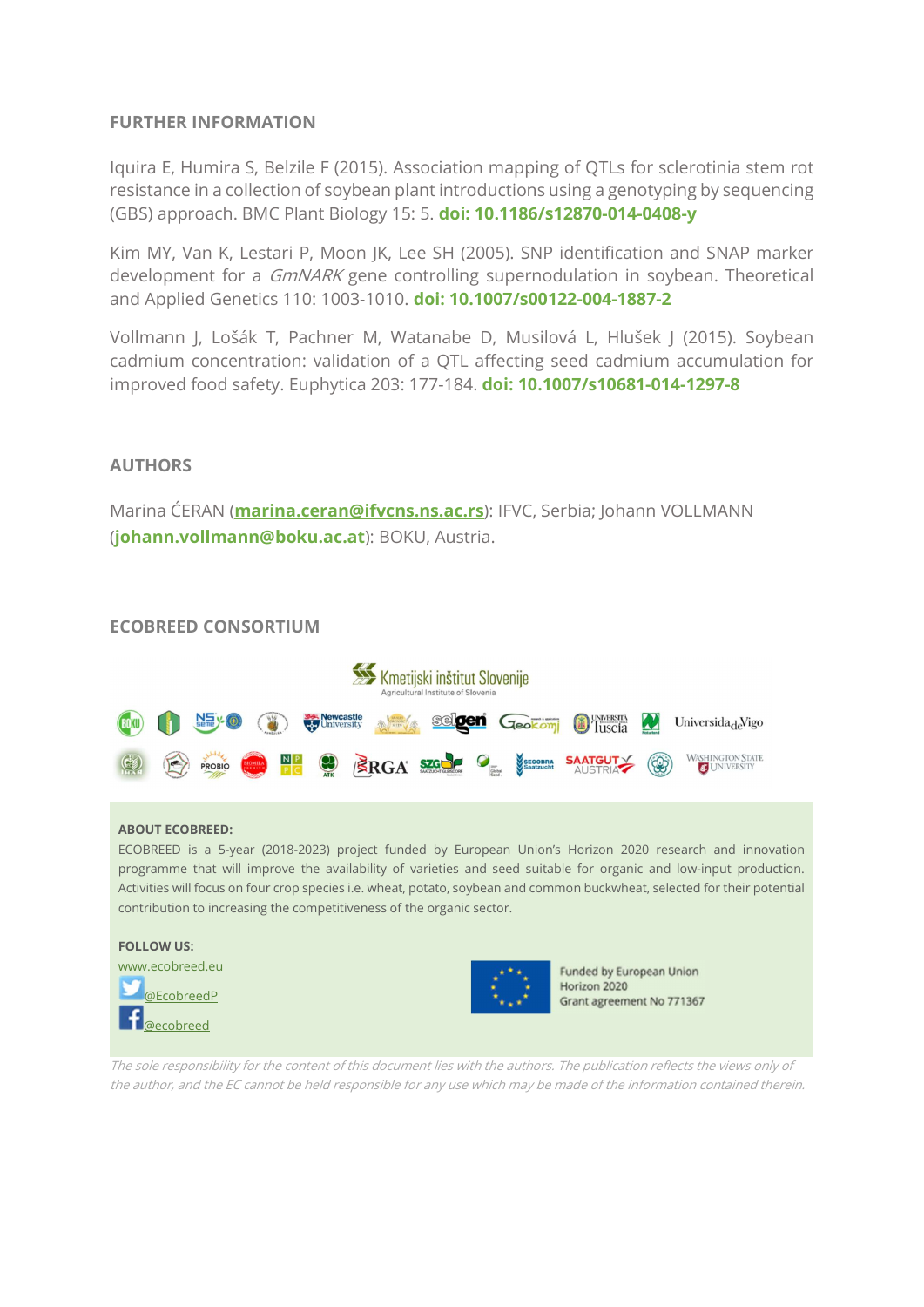## FURTHER INFORMATION

Iquira E, Humira S, Belzile F (2015). Association mapping of QTLs for sclerotinia stem rot resistance in a collection of soybean plant introductions using a genotyping by sequencing (GBS) approach. BMC Plant Biology 15: 5. **doi: 10.1186/s12870-014-0408-y**

Kim MY, Van K, Lestari P, Moon JK, Lee SH (2005). SNP identification and SNAP marker development for a *GmNARK* gene controlling supernodulation in soybean. Theoretical and Applied Genetics 110: 1003-1010. **doi: 10.1007/s00122-004-1887-2**

Vollmann J, Lošák T, Pachner M, Watanabe D, Musilová L, Hlušek J (2015). Soybean cadmium concentration: validation of a QTL affecting seed cadmium accumulation for improved food safety. Euphytica 203: 177-184. **doi: 10.1007/s10681-014-1297-8**

## AUTHORS

Marina ĆERAN (**marina.ceran@ifvcns.ns.ac.rs**): IFVC, Serbia; Johann VOLLMANN (**johann.vollmann@boku.ac.at**): BOKU, Austria.

## ECOBREED CONSORTIUM

Kmetijski inštitut Slovenije
Agricultural Institute of Slovenia

**ABOUT ECOBREED:**
ECOBREED is a 5-year (2018-2023) project funded by European Union's Horizon 2020 research and innovation programme that will improve the availability of varieties and seed suitable for organic and low-input production. Activities will focus on four crop species i.e. wheat, potato, soybean and common buckwheat, selected for their potential contribution to increasing the competitiveness of the organic sector.

**FOLLOW US:**
www.ecobreed.eu
@EcobreedP
@ecobreed

Funded by European Union
Horizon 2020
Grant agreement No 771367

*The sole responsibility for the content of this document lies with the authors. The publication reflects the views only of the author, and the EC cannot be held responsible for any use which may be made of the information contained therein.*